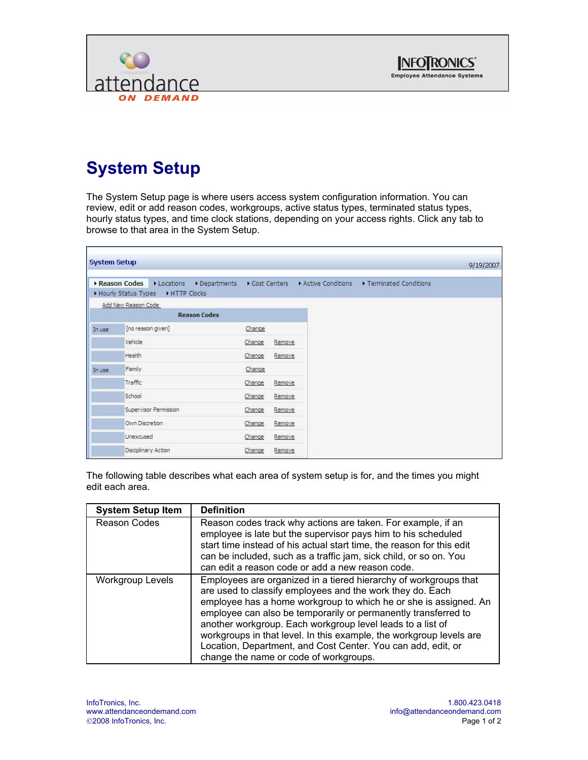# System Setup

The System Setup page is where users access system configuration information. You can review, edit or add reason codes, workgroups, active status types, terminated status types, hourly status types, and time clock stations, depending on your access rights. Click any tab to browse to that area in the System Setup.

The following table describes what each area of system setup is for, and the times you might edit each area.

| System Setup Item | Definition |
|---|---|
| Reason Codes | Reason codes track why actions are taken. For example, if an employee is late but the supervisor pays him to his scheduled start time instead of his actual start time, the reason for this edit can be included, such as a traffic jam, sick child, or so on. You can edit a reason code or add a new reason code. |
| Workgroup Levels | Employees are organized in a tiered hierarchy of workgroups that are used to classify employees and the work they do. Each employee has a home workgroup to which he or she is assigned. An employee can also be temporarily or permanently transferred to another workgroup. Each workgroup level leads to a list of workgroups in that level. In this example, the workgroup levels are Location, Department, and Cost Center. You can add, edit, or change the name or code of workgroups. |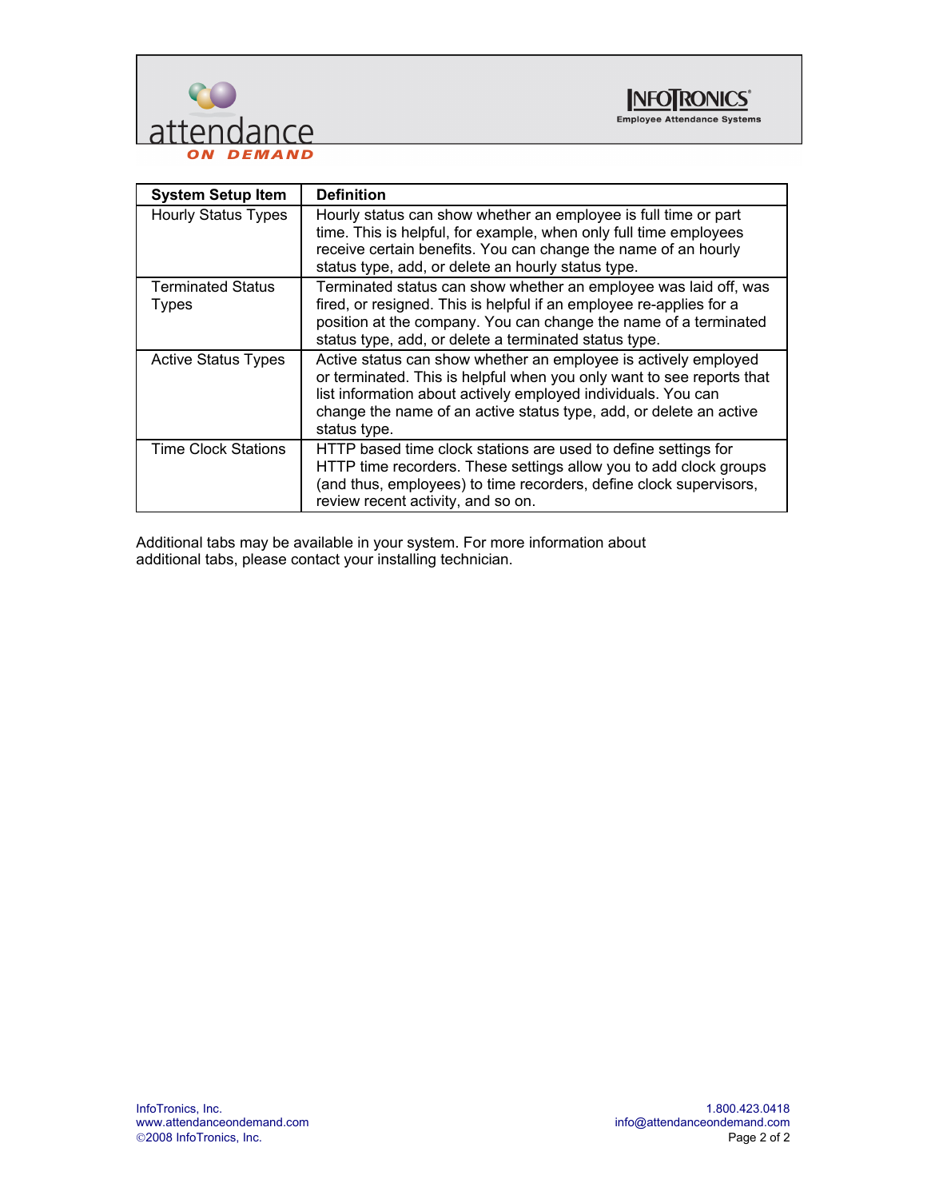| System Setup Item | Definition |
| --- | --- |
| Hourly Status Types | Hourly status can show whether an employee is full time or part time. This is helpful, for example, when only full time employees receive certain benefits. You can change the name of an hourly status type, add, or delete an hourly status type. |
| Terminated Status Types | Terminated status can show whether an employee was laid off, was fired, or resigned. This is helpful if an employee re-applies for a position at the company. You can change the name of a terminated status type, add, or delete a terminated status type. |
| Active Status Types | Active status can show whether an employee is actively employed or terminated. This is helpful when you only want to see reports that list information about actively employed individuals. You can change the name of an active status type, add, or delete an active status type. |
| Time Clock Stations | HTTP based time clock stations are used to define settings for HTTP time recorders. These settings allow you to add clock groups (and thus, employees) to time recorders, define clock supervisors, review recent activity, and so on. |

Additional tabs may be available in your system. For more information about additional tabs, please contact your installing technician.